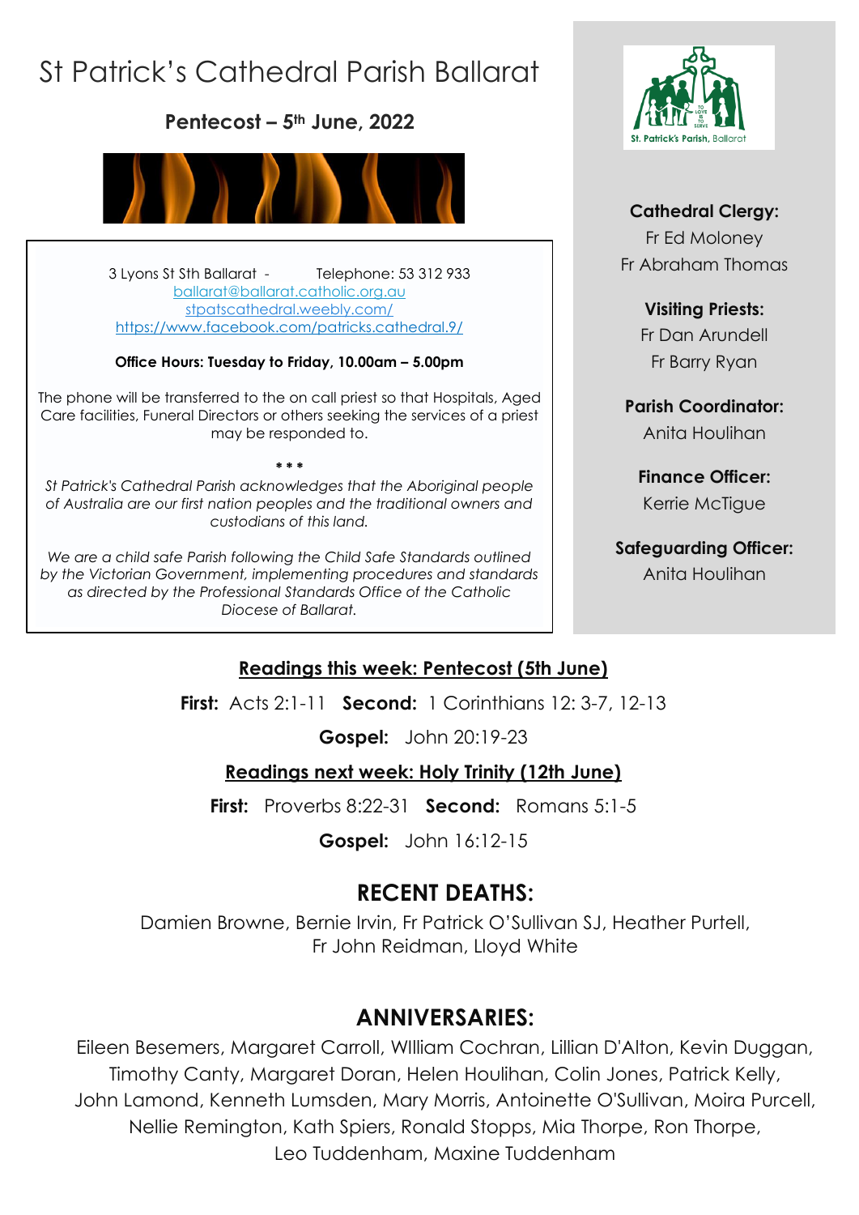# St Patrick's Cathedral Parish Ballarat

**Pentecost – 5th June, 2022**

3 Lyons St Sth Ballarat - Telephone: 53 312 933
ballarat@ballarat.catholic.org.au
stpatscathedral.weebly.com/
https://www.facebook.com/patricks.cathedral.9/

**Office Hours: Tuesday to Friday, 10.00am – 5.00pm**

The phone will be transferred to the on call priest so that Hospitals, Aged Care facilities, Funeral Directors or others seeking the services of a priest may be responded to.

\* \* \*

*St Patrick's Cathedral Parish acknowledges that the Aboriginal people of Australia are our first nation peoples and the traditional owners and custodians of this land.*

*We are a child safe Parish following the Child Safe Standards outlined by the Victorian Government, implementing procedures and standards as directed by the Professional Standards Office of the Catholic Diocese of Ballarat.*

St. Patrick's Parish, Ballarat

**Cathedral Clergy:**
Fr Ed Moloney
Fr Abraham Thomas

**Visiting Priests:**
Fr Dan Arundell
Fr Barry Ryan

**Parish Coordinator:**
Anita Houlihan

**Finance Officer:**
Kerrie McTigue

**Safeguarding Officer:**
Anita Houlihan

## Readings this week: Pentecost (5th June)

**First:** Acts 2:1-11 **Second:** 1 Corinthians 12: 3-7, 12-13

**Gospel:** John 20:19-23

## Readings next week: Holy Trinity (12th June)

**First:** Proverbs 8:22-31 **Second:** Romans 5:1-5

**Gospel:** John 16:12-15

## RECENT DEATHS:

Damien Browne, Bernie Irvin, Fr Patrick O'Sullivan SJ, Heather Purtell, Fr John Reidman, Lloyd White

## ANNIVERSARIES:

Eileen Besemers, Margaret Carroll, WIlliam Cochran, Lillian D'Alton, Kevin Duggan, Timothy Canty, Margaret Doran, Helen Houlihan, Colin Jones, Patrick Kelly, John Lamond, Kenneth Lumsden, Mary Morris, Antoinette O'Sullivan, Moira Purcell, Nellie Remington, Kath Spiers, Ronald Stopps, Mia Thorpe, Ron Thorpe, Leo Tuddenham, Maxine Tuddenham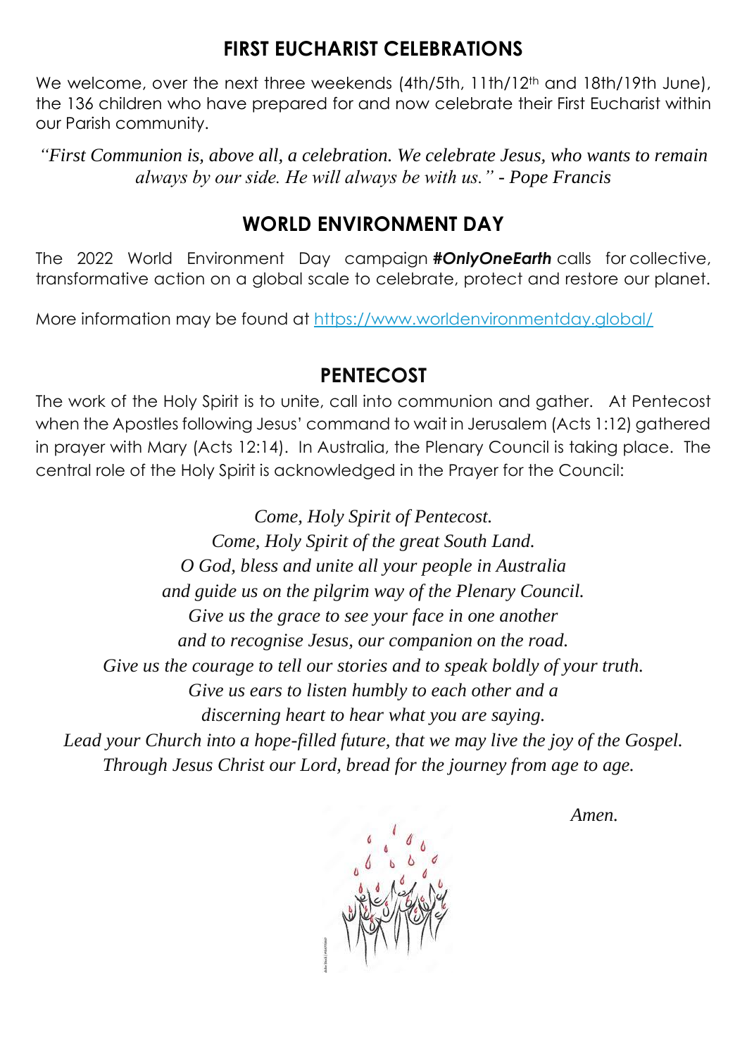## FIRST EUCHARIST CELEBRATIONS

We welcome, over the next three weekends (4th/5th, 11th/12th and 18th/19th June), the 136 children who have prepared for and now celebrate their First Eucharist within our Parish community.

*"First Communion is, above all, a celebration. We celebrate Jesus, who wants to remain always by our side. He will always be with us." - Pope Francis*

## WORLD ENVIRONMENT DAY

The 2022 World Environment Day campaign ***#OnlyOneEarth*** calls for collective, transformative action on a global scale to celebrate, protect and restore our planet.

More information may be found at https://www.worldenvironmentday.global/

## PENTECOST

The work of the Holy Spirit is to unite, call into communion and gather. At Pentecost when the Apostles following Jesus' command to wait in Jerusalem (Acts 1:12) gathered in prayer with Mary (Acts 12:14). In Australia, the Plenary Council is taking place. The central role of the Holy Spirit is acknowledged in the Prayer for the Council:

*Come, Holy Spirit of Pentecost.*
*Come, Holy Spirit of the great South Land.*
*O God, bless and unite all your people in Australia*
*and guide us on the pilgrim way of the Plenary Council.*
*Give us the grace to see your face in one another*
*and to recognise Jesus, our companion on the road.*
*Give us the courage to tell our stories and to speak boldly of your truth.*
*Give us ears to listen humbly to each other and a*
*discerning heart to hear what you are saying.*
*Lead your Church into a hope-filled future, that we may live the joy of the Gospel.*
*Through Jesus Christ our Lord, bread for the journey from age to age.*

*Amen.*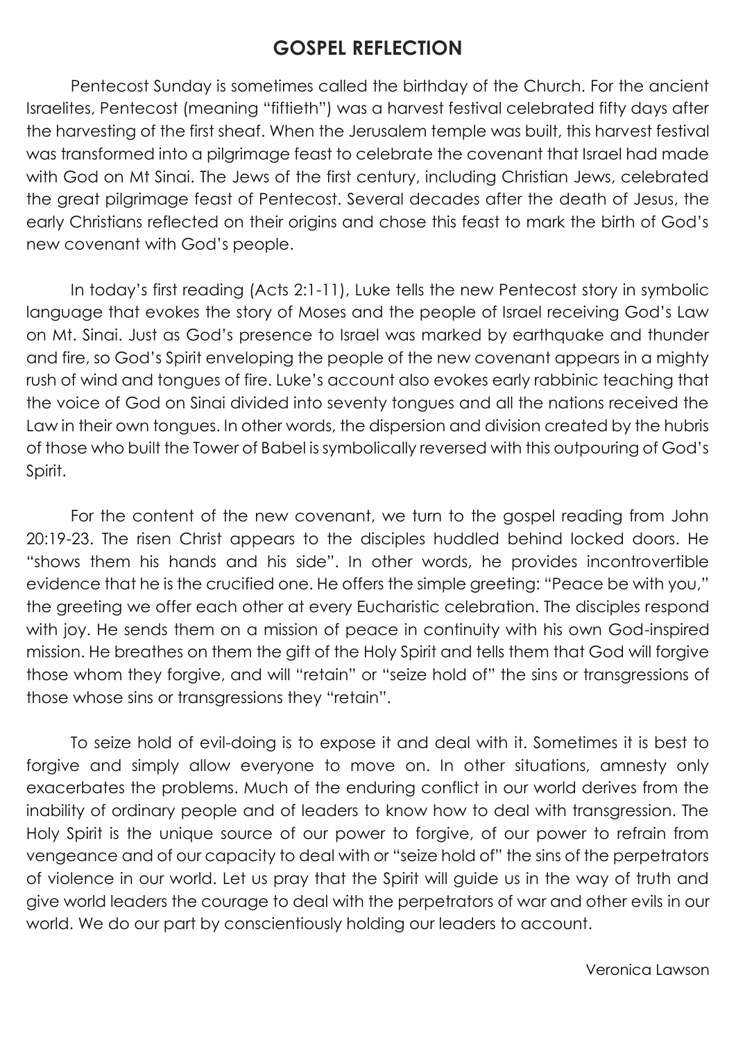# GOSPEL REFLECTION

Pentecost Sunday is sometimes called the birthday of the Church. For the ancient Israelites, Pentecost (meaning "fiftieth") was a harvest festival celebrated fifty days after the harvesting of the first sheaf. When the Jerusalem temple was built, this harvest festival was transformed into a pilgrimage feast to celebrate the covenant that Israel had made with God on Mt Sinai. The Jews of the first century, including Christian Jews, celebrated the great pilgrimage feast of Pentecost. Several decades after the death of Jesus, the early Christians reflected on their origins and chose this feast to mark the birth of God's new covenant with God's people.

In today's first reading (Acts 2:1-11), Luke tells the new Pentecost story in symbolic language that evokes the story of Moses and the people of Israel receiving God's Law on Mt. Sinai. Just as God's presence to Israel was marked by earthquake and thunder and fire, so God's Spirit enveloping the people of the new covenant appears in a mighty rush of wind and tongues of fire. Luke's account also evokes early rabbinic teaching that the voice of God on Sinai divided into seventy tongues and all the nations received the Law in their own tongues. In other words, the dispersion and division created by the hubris of those who built the Tower of Babel is symbolically reversed with this outpouring of God's Spirit.

For the content of the new covenant, we turn to the gospel reading from John 20:19-23. The risen Christ appears to the disciples huddled behind locked doors. He "shows them his hands and his side". In other words, he provides incontrovertible evidence that he is the crucified one. He offers the simple greeting: "Peace be with you," the greeting we offer each other at every Eucharistic celebration. The disciples respond with joy. He sends them on a mission of peace in continuity with his own God-inspired mission. He breathes on them the gift of the Holy Spirit and tells them that God will forgive those whom they forgive, and will "retain" or "seize hold of" the sins or transgressions of those whose sins or transgressions they "retain".

To seize hold of evil-doing is to expose it and deal with it. Sometimes it is best to forgive and simply allow everyone to move on. In other situations, amnesty only exacerbates the problems. Much of the enduring conflict in our world derives from the inability of ordinary people and of leaders to know how to deal with transgression. The Holy Spirit is the unique source of our power to forgive, of our power to refrain from vengeance and of our capacity to deal with or "seize hold of" the sins of the perpetrators of violence in our world. Let us pray that the Spirit will guide us in the way of truth and give world leaders the courage to deal with the perpetrators of war and other evils in our world. We do our part by conscientiously holding our leaders to account.

Veronica Lawson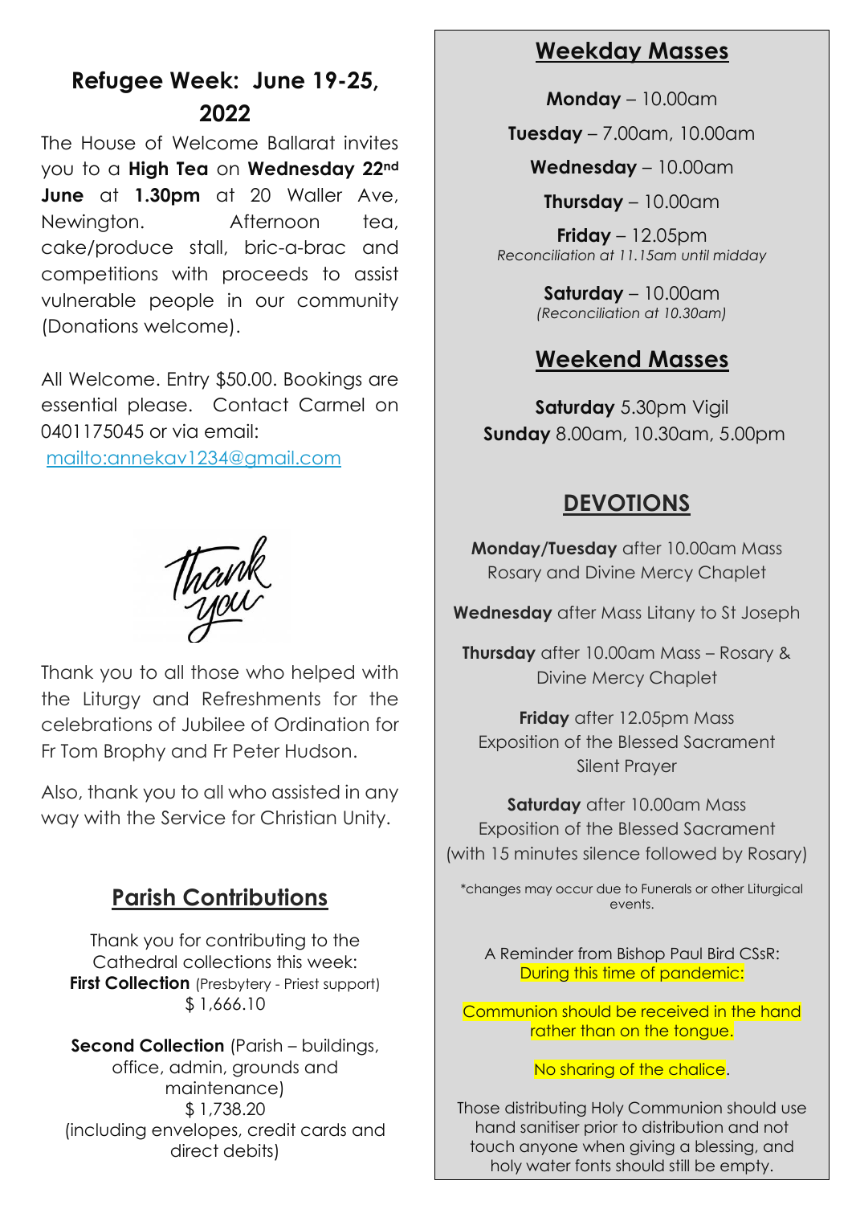## Refugee Week: June 19-25, 2022

The House of Welcome Ballarat invites you to a **High Tea** on **Wednesday 22nd June** at **1.30pm** at 20 Waller Ave, Newington. Afternoon tea, cake/produce stall, bric-a-brac and competitions with proceeds to assist vulnerable people in our community (Donations welcome).

All Welcome. Entry $50.00. Bookings are essential please. Contact Carmel on 0401175045 or via email: mailto:annekav1234@gmail.com

Thank you to all those who helped with the Liturgy and Refreshments for the celebrations of Jubilee of Ordination for Fr Tom Brophy and Fr Peter Hudson.

Also, thank you to all who assisted in any way with the Service for Christian Unity.

## Parish Contributions

Thank you for contributing to the Cathedral collections this week:
**First Collection** (Presbytery - Priest support)
$ 1,666.10

**Second Collection** (Parish – buildings, office, admin, grounds and maintenance)
$ 1,738.20
(including envelopes, credit cards and direct debits)

## Weekday Masses

**Monday** – 10.00am

**Tuesday** – 7.00am, 10.00am

**Wednesday** – 10.00am

**Thursday** – 10.00am

**Friday** – 12.05pm
*Reconciliation at 11.15am until midday*

**Saturday** – 10.00am
*(Reconciliation at 10.30am)*

## Weekend Masses

**Saturday** 5.30pm Vigil
**Sunday** 8.00am, 10.30am, 5.00pm

## DEVOTIONS

**Monday/Tuesday** after 10.00am Mass Rosary and Divine Mercy Chaplet

**Wednesday** after Mass Litany to St Joseph

**Thursday** after 10.00am Mass – Rosary & Divine Mercy Chaplet

**Friday** after 12.05pm Mass Exposition of the Blessed Sacrament Silent Prayer

**Saturday** after 10.00am Mass Exposition of the Blessed Sacrament (with 15 minutes silence followed by Rosary)

*changes may occur due to Funerals or other Liturgical events.

A Reminder from Bishop Paul Bird CSsR:
During this time of pandemic:

Communion should be received in the hand rather than on the tongue.

No sharing of the chalice.

Those distributing Holy Communion should use hand sanitiser prior to distribution and not touch anyone when giving a blessing, and holy water fonts should still be empty.